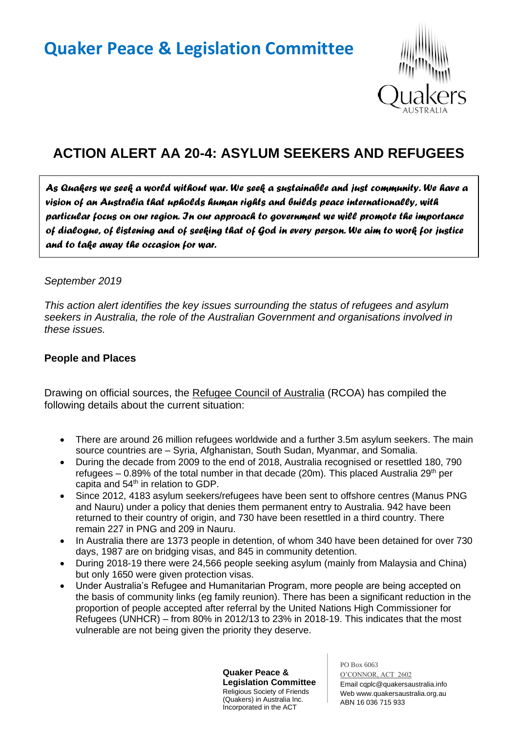# Quaker Peace & Legislation Committee

## ACTION ALERT AA 20-4: ASYLUM SEEKERS AND REFUGEES

*As Quakers we seek a world without war. We seek a sustainable and just community. We have a vision of an Australia that upholds human rights and builds peace internationally, with particular focus on our region. In our approach to government we will promote the importance of dialogue, of listening and of seeking that of God in every person. We aim to work for justice and to take away the occasion for war.*

*September 2019*

*This action alert identifies the key issues surrounding the status of refugees and asylum seekers in Australia, the role of the Australian Government and organisations involved in these issues.*

### People and Places

Drawing on official sources, the Refugee Council of Australia (RCOA) has compiled the following details about the current situation:

- There are around 26 million refugees worldwide and a further 3.5m asylum seekers. The main source countries are – Syria, Afghanistan, South Sudan, Myanmar, and Somalia.
- During the decade from 2009 to the end of 2018, Australia recognised or resettled 180, 790 refugees – 0.89% of the total number in that decade (20m). This placed Australia 29th per capita and 54th in relation to GDP.
- Since 2012, 4183 asylum seekers/refugees have been sent to offshore centres (Manus PNG and Nauru) under a policy that denies them permanent entry to Australia. 942 have been returned to their country of origin, and 730 have been resettled in a third country. There remain 227 in PNG and 209 in Nauru.
- In Australia there are 1373 people in detention, of whom 340 have been detained for over 730 days, 1987 are on bridging visas, and 845 in community detention.
- During 2018-19 there were 24,566 people seeking asylum (mainly from Malaysia and China) but only 1650 were given protection visas.
- Under Australia's Refugee and Humanitarian Program, more people are being accepted on the basis of community links (eg family reunion). There has been a significant reduction in the proportion of people accepted after referral by the United Nations High Commissioner for Refugees (UNHCR) – from 80% in 2012/13 to 23% in 2018-19. This indicates that the most vulnerable are not being given the priority they deserve.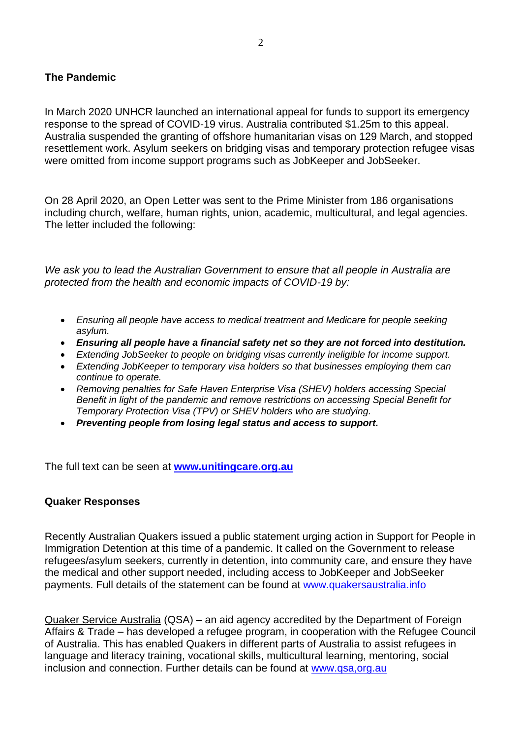## The Pandemic

In March 2020 UNHCR launched an international appeal for funds to support its emergency response to the spread of COVID-19 virus. Australia contributed $1.25m to this appeal. Australia suspended the granting of offshore humanitarian visas on 129 March, and stopped resettlement work. Asylum seekers on bridging visas and temporary protection refugee visas were omitted from income support programs such as JobKeeper and JobSeeker.

On 28 April 2020, an Open Letter was sent to the Prime Minister from 186 organisations including church, welfare, human rights, union, academic, multicultural, and legal agencies. The letter included the following:

*We ask you to lead the Australian Government to ensure that all people in Australia are protected from the health and economic impacts of COVID-19 by:*

- *Ensuring all people have access to medical treatment and Medicare for people seeking asylum.*
- ***Ensuring all people have a financial safety net so they are not forced into destitution.***
- *Extending JobSeeker to people on bridging visas currently ineligible for income support.*
- *Extending JobKeeper to temporary visa holders so that businesses employing them can continue to operate.*
- *Removing penalties for Safe Haven Enterprise Visa (SHEV) holders accessing Special Benefit in light of the pandemic and remove restrictions on accessing Special Benefit for Temporary Protection Visa (TPV) or SHEV holders who are studying.*
- ***Preventing people from losing legal status and access to support.***

The full text can be seen at **www.unitingcare.org.au**

## Quaker Responses

Recently Australian Quakers issued a public statement urging action in Support for People in Immigration Detention at this time of a pandemic. It called on the Government to release refugees/asylum seekers, currently in detention, into community care, and ensure they have the medical and other support needed, including access to JobKeeper and JobSeeker payments. Full details of the statement can be found at www.quakersaustralia.info

Quaker Service Australia (QSA) – an aid agency accredited by the Department of Foreign Affairs & Trade – has developed a refugee program, in cooperation with the Refugee Council of Australia. This has enabled Quakers in different parts of Australia to assist refugees in language and literacy training, vocational skills, multicultural learning, mentoring, social inclusion and connection. Further details can be found at www.qsa,org.au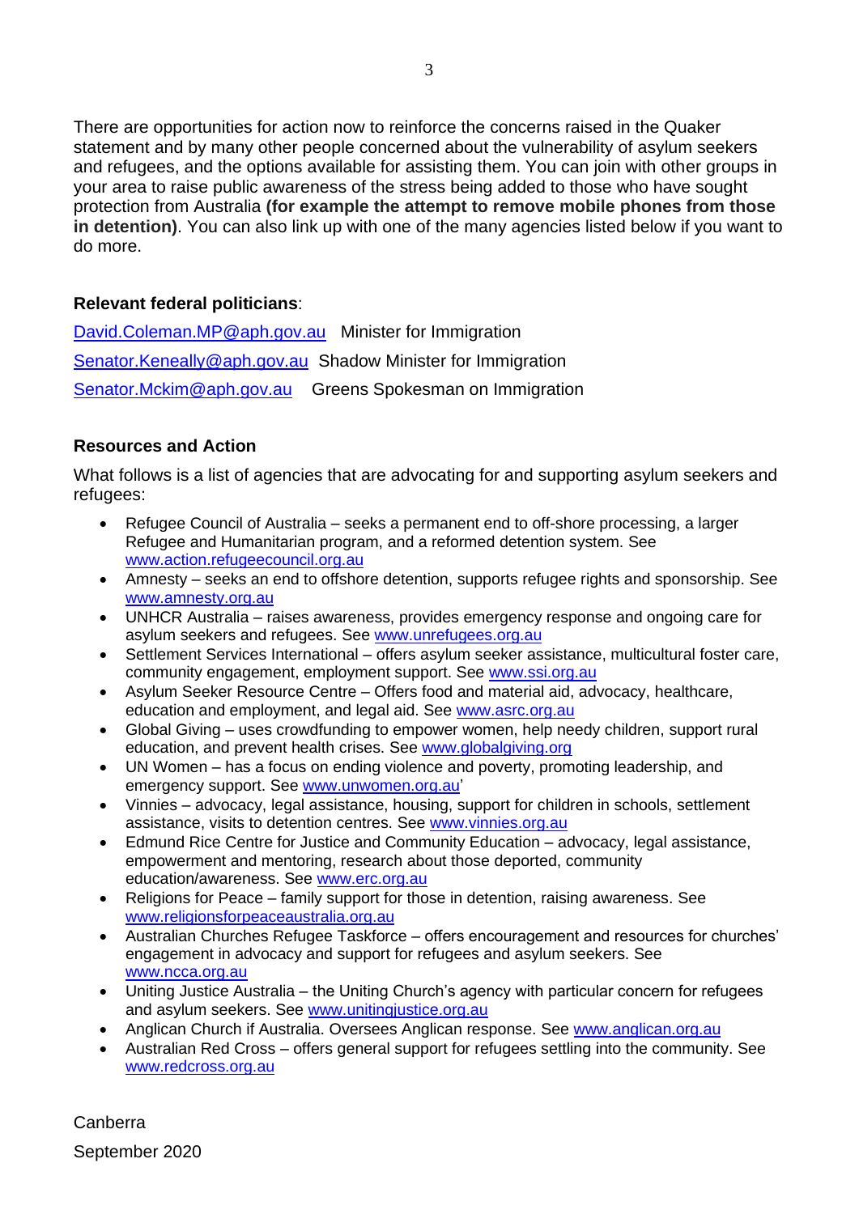There are opportunities for action now to reinforce the concerns raised in the Quaker statement and by many other people concerned about the vulnerability of asylum seekers and refugees, and the options available for assisting them. You can join with other groups in your area to raise public awareness of the stress being added to those who have sought protection from Australia **(for example the attempt to remove mobile phones from those in detention)**. You can also link up with one of the many agencies listed below if you want to do more.

**Relevant federal politicians**:

David.Coleman.MP@aph.gov.au Minister for Immigration

Senator.Keneally@aph.gov.au Shadow Minister for Immigration

Senator.Mckim@aph.gov.au Greens Spokesman on Immigration

**Resources and Action**

What follows is a list of agencies that are advocating for and supporting asylum seekers and refugees:

- Refugee Council of Australia – seeks a permanent end to off-shore processing, a larger Refugee and Humanitarian program, and a reformed detention system. See www.action.refugeecouncil.org.au
- Amnesty – seeks an end to offshore detention, supports refugee rights and sponsorship. See www.amnesty.org.au
- UNHCR Australia – raises awareness, provides emergency response and ongoing care for asylum seekers and refugees. See www.unrefugees.org.au
- Settlement Services International – offers asylum seeker assistance, multicultural foster care, community engagement, employment support. See www.ssi.org.au
- Asylum Seeker Resource Centre – Offers food and material aid, advocacy, healthcare, education and employment, and legal aid. See www.asrc.org.au
- Global Giving – uses crowdfunding to empower women, help needy children, support rural education, and prevent health crises. See www.globalgiving.org
- UN Women – has a focus on ending violence and poverty, promoting leadership, and emergency support. See www.unwomen.org.au'
- Vinnies – advocacy, legal assistance, housing, support for children in schools, settlement assistance, visits to detention centres. See www.vinnies.org.au
- Edmund Rice Centre for Justice and Community Education – advocacy, legal assistance, empowerment and mentoring, research about those deported, community education/awareness. See www.erc.org.au
- Religions for Peace – family support for those in detention, raising awareness. See www.religionsforpeaceaustralia.org.au
- Australian Churches Refugee Taskforce – offers encouragement and resources for churches' engagement in advocacy and support for refugees and asylum seekers. See www.ncca.org.au
- Uniting Justice Australia – the Uniting Church's agency with particular concern for refugees and asylum seekers. See www.unitingjustice.org.au
- Anglican Church if Australia. Oversees Anglican response. See www.anglican.org.au
- Australian Red Cross – offers general support for refugees settling into the community. See www.redcross.org.au

Canberra

September 2020